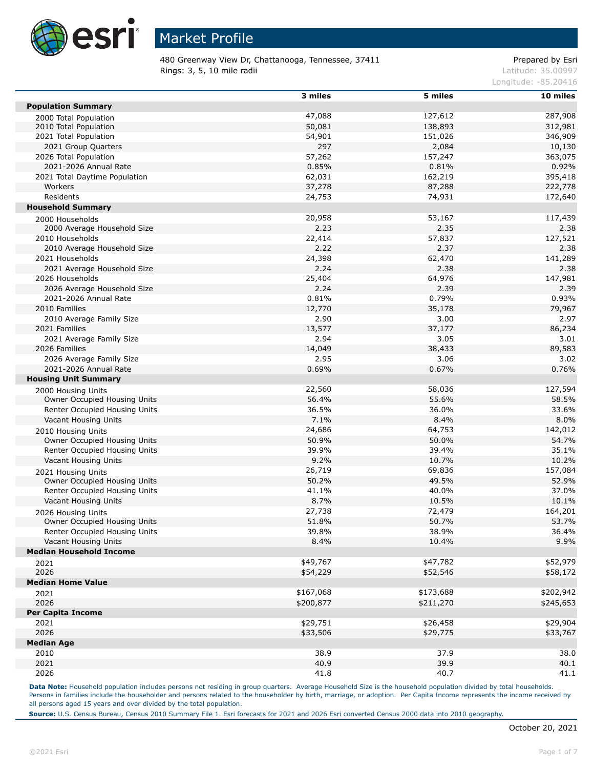# Market Profile

480 Greenway View Dr, Chattanooga, Tennessee, 37411
Rings: 3, 5, 10 mile radii

Prepared by Esri
Latitude: 35.00997
Longitude: -85.20416

| | 3 miles | 5 miles | 10 miles |
|---|---|---|---|
| **Population Summary** | | | |
| 2000 Total Population | 47,088 | 127,612 | 287,908 |
| 2010 Total Population | 50,081 | 138,893 | 312,981 |
| 2021 Total Population | 54,901 | 151,026 | 346,909 |
| 2021 Group Quarters | 297 | 2,084 | 10,130 |
| 2026 Total Population | 57,262 | 157,247 | 363,075 |
| 2021-2026 Annual Rate | 0.85% | 0.81% | 0.92% |
| 2021 Total Daytime Population | 62,031 | 162,219 | 395,418 |
| Workers | 37,278 | 87,288 | 222,778 |
| Residents | 24,753 | 74,931 | 172,640 |
| **Household Summary** | | | |
| 2000 Households | 20,958 | 53,167 | 117,439 |
| 2000 Average Household Size | 2.23 | 2.35 | 2.38 |
| 2010 Households | 22,414 | 57,837 | 127,521 |
| 2010 Average Household Size | 2.22 | 2.37 | 2.38 |
| 2021 Households | 24,398 | 62,470 | 141,289 |
| 2021 Average Household Size | 2.24 | 2.38 | 2.38 |
| 2026 Households | 25,404 | 64,976 | 147,981 |
| 2026 Average Household Size | 2.24 | 2.39 | 2.39 |
| 2021-2026 Annual Rate | 0.81% | 0.79% | 0.93% |
| 2010 Families | 12,770 | 35,178 | 79,967 |
| 2010 Average Family Size | 2.90 | 3.00 | 2.97 |
| 2021 Families | 13,577 | 37,177 | 86,234 |
| 2021 Average Family Size | 2.94 | 3.05 | 3.01 |
| 2026 Families | 14,049 | 38,433 | 89,583 |
| 2026 Average Family Size | 2.95 | 3.06 | 3.02 |
| 2021-2026 Annual Rate | 0.69% | 0.67% | 0.76% |
| **Housing Unit Summary** | | | |
| 2000 Housing Units | 22,560 | 58,036 | 127,594 |
| Owner Occupied Housing Units | 56.4% | 55.6% | 58.5% |
| Renter Occupied Housing Units | 36.5% | 36.0% | 33.6% |
| Vacant Housing Units | 7.1% | 8.4% | 8.0% |
| 2010 Housing Units | 24,686 | 64,753 | 142,012 |
| Owner Occupied Housing Units | 50.9% | 50.0% | 54.7% |
| Renter Occupied Housing Units | 39.9% | 39.4% | 35.1% |
| Vacant Housing Units | 9.2% | 10.7% | 10.2% |
| 2021 Housing Units | 26,719 | 69,836 | 157,084 |
| Owner Occupied Housing Units | 50.2% | 49.5% | 52.9% |
| Renter Occupied Housing Units | 41.1% | 40.0% | 37.0% |
| Vacant Housing Units | 8.7% | 10.5% | 10.1% |
| 2026 Housing Units | 27,738 | 72,479 | 164,201 |
| Owner Occupied Housing Units | 51.8% | 50.7% | 53.7% |
| Renter Occupied Housing Units | 39.8% | 38.9% | 36.4% |
| Vacant Housing Units | 8.4% | 10.4% | 9.9% |
| **Median Household Income** | | | |
| 2021 | $49,767 | $47,782 | $52,979 |
| 2026 | $54,229 | $52,546 | $58,172 |
| **Median Home Value** | | | |
| 2021 | $167,068 | $173,688 | $202,942 |
| 2026 | $200,877 | $211,270 | $245,653 |
| **Per Capita Income** | | | |
| 2021 | $29,751 | $26,458 | $29,904 |
| 2026 | $33,506 | $29,775 | $33,767 |
| **Median Age** | | | |
| 2010 | 38.9 | 37.9 | 38.0 |
| 2021 | 40.9 | 39.9 | 40.1 |
| 2026 | 41.8 | 40.7 | 41.1 |

**Data Note:** Household population includes persons not residing in group quarters. Average Household Size is the household population divided by total households. Persons in families include the householder and persons related to the householder by birth, marriage, or adoption. Per Capita Income represents the income received by all persons aged 15 years and over divided by the total population.

**Source:** U.S. Census Bureau, Census 2010 Summary File 1. Esri forecasts for 2021 and 2026 Esri converted Census 2000 data into 2010 geography.

October 20, 2021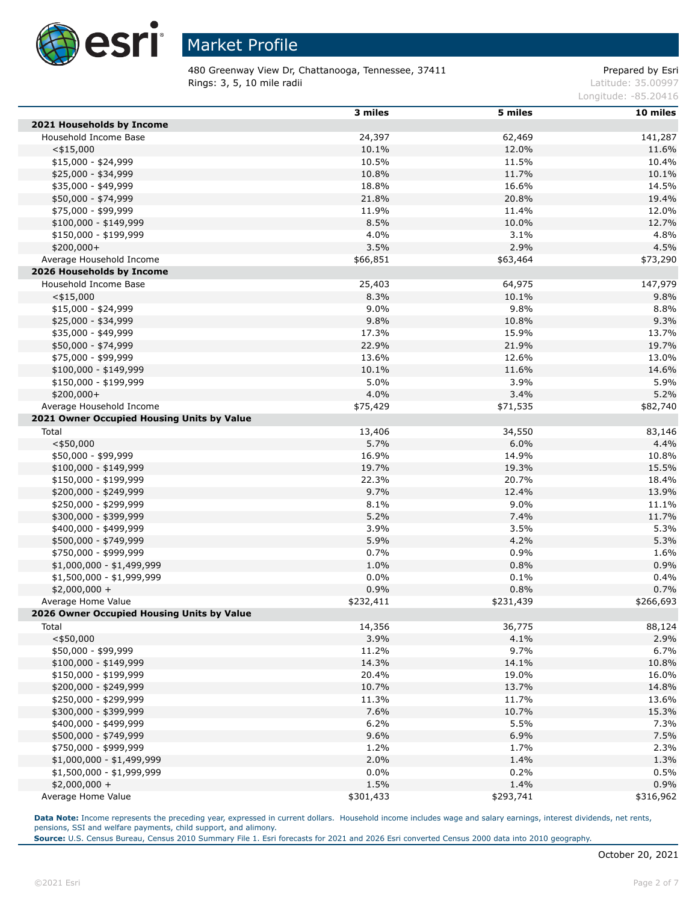# Market Profile

480 Greenway View Dr, Chattanooga, Tennessee, 37411
Rings: 3, 5, 10 mile radii

Prepared by Esri
Latitude: 35.00997
Longitude: -85.20416

| | 3 miles | 5 miles | 10 miles |
|---|---|---|---|
| **2021 Households by Income** | | | |
| Household Income Base | 24,397 | 62,469 | 141,287 |
| <$15,000 | 10.1% | 12.0% | 11.6% |
| $15,000 - $24,999 | 10.5% | 11.5% | 10.4% |
| $25,000 - $34,999 | 10.8% | 11.7% | 10.1% |
| $35,000 - $49,999 | 18.8% | 16.6% | 14.5% |
| $50,000 - $74,999 | 21.8% | 20.8% | 19.4% |
| $75,000 - $99,999 | 11.9% | 11.4% | 12.0% |
| $100,000 - $149,999 | 8.5% | 10.0% | 12.7% |
| $150,000 - $199,999 | 4.0% | 3.1% | 4.8% |
| $200,000+ | 3.5% | 2.9% | 4.5% |
| Average Household Income | $66,851 | $63,464 | $73,290 |
| **2026 Households by Income** | | | |
| Household Income Base | 25,403 | 64,975 | 147,979 |
| <$15,000 | 8.3% | 10.1% | 9.8% |
| $15,000 - $24,999 | 9.0% | 9.8% | 8.8% |
| $25,000 - $34,999 | 9.8% | 10.8% | 9.3% |
| $35,000 - $49,999 | 17.3% | 15.9% | 13.7% |
| $50,000 - $74,999 | 22.9% | 21.9% | 19.7% |
| $75,000 - $99,999 | 13.6% | 12.6% | 13.0% |
| $100,000 - $149,999 | 10.1% | 11.6% | 14.6% |
| $150,000 - $199,999 | 5.0% | 3.9% | 5.9% |
| $200,000+ | 4.0% | 3.4% | 5.2% |
| Average Household Income | $75,429 | $71,535 | $82,740 |
| **2021 Owner Occupied Housing Units by Value** | | | |
| Total | 13,406 | 34,550 | 83,146 |
| <$50,000 | 5.7% | 6.0% | 4.4% |
| $50,000 - $99,999 | 16.9% | 14.9% | 10.8% |
| $100,000 - $149,999 | 19.7% | 19.3% | 15.5% |
| $150,000 - $199,999 | 22.3% | 20.7% | 18.4% |
| $200,000 - $249,999 | 9.7% | 12.4% | 13.9% |
| $250,000 - $299,999 | 8.1% | 9.0% | 11.1% |
| $300,000 - $399,999 | 5.2% | 7.4% | 11.7% |
| $400,000 - $499,999 | 3.9% | 3.5% | 5.3% |
| $500,000 - $749,999 | 5.9% | 4.2% | 5.3% |
| $750,000 - $999,999 | 0.7% | 0.9% | 1.6% |
| $1,000,000 - $1,499,999 | 1.0% | 0.8% | 0.9% |
| $1,500,000 - $1,999,999 | 0.0% | 0.1% | 0.4% |
| $2,000,000 + | 0.9% | 0.8% | 0.7% |
| Average Home Value | $232,411 | $231,439 | $266,693 |
| **2026 Owner Occupied Housing Units by Value** | | | |
| Total | 14,356 | 36,775 | 88,124 |
| <$50,000 | 3.9% | 4.1% | 2.9% |
| $50,000 - $99,999 | 11.2% | 9.7% | 6.7% |
| $100,000 - $149,999 | 14.3% | 14.1% | 10.8% |
| $150,000 - $199,999 | 20.4% | 19.0% | 16.0% |
| $200,000 - $249,999 | 10.7% | 13.7% | 14.8% |
| $250,000 - $299,999 | 11.3% | 11.7% | 13.6% |
| $300,000 - $399,999 | 7.6% | 10.7% | 15.3% |
| $400,000 - $499,999 | 6.2% | 5.5% | 7.3% |
| $500,000 - $749,999 | 9.6% | 6.9% | 7.5% |
| $750,000 - $999,999 | 1.2% | 1.7% | 2.3% |
| $1,000,000 - $1,499,999 | 2.0% | 1.4% | 1.3% |
| $1,500,000 - $1,999,999 | 0.0% | 0.2% | 0.5% |
| $2,000,000 + | 1.5% | 1.4% | 0.9% |
| Average Home Value | $301,433 | $293,741 | $316,962 |

**Data Note:** Income represents the preceding year, expressed in current dollars. Household income includes wage and salary earnings, interest dividends, net rents, pensions, SSI and welfare payments, child support, and alimony.
**Source:** U.S. Census Bureau, Census 2010 Summary File 1. Esri forecasts for 2021 and 2026 Esri converted Census 2000 data into 2010 geography.

October 20, 2021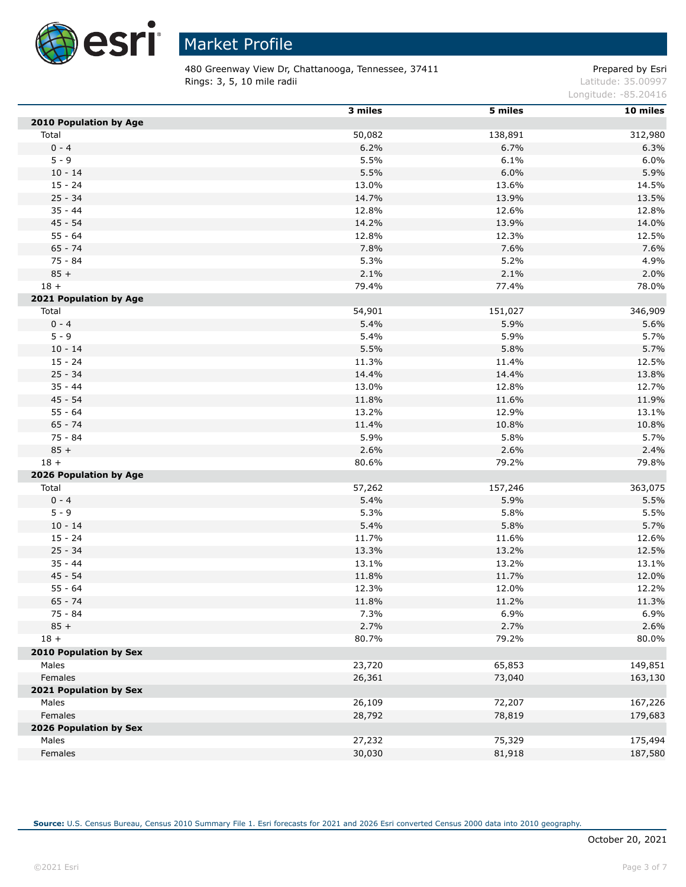# Market Profile

480 Greenway View Dr, Chattanooga, Tennessee, 37411
Rings: 3, 5, 10 mile radii

Prepared by Esri
Latitude: 35.00997
Longitude: -85.20416

| | 3 miles | 5 miles | 10 miles |
|---|---|---|---|
| **2010 Population by Age** | | | |
| Total | 50,082 | 138,891 | 312,980 |
| 0 - 4 | 6.2% | 6.7% | 6.3% |
| 5 - 9 | 5.5% | 6.1% | 6.0% |
| 10 - 14 | 5.5% | 6.0% | 5.9% |
| 15 - 24 | 13.0% | 13.6% | 14.5% |
| 25 - 34 | 14.7% | 13.9% | 13.5% |
| 35 - 44 | 12.8% | 12.6% | 12.8% |
| 45 - 54 | 14.2% | 13.9% | 14.0% |
| 55 - 64 | 12.8% | 12.3% | 12.5% |
| 65 - 74 | 7.8% | 7.6% | 7.6% |
| 75 - 84 | 5.3% | 5.2% | 4.9% |
| 85 + | 2.1% | 2.1% | 2.0% |
| 18 + | 79.4% | 77.4% | 78.0% |
| **2021 Population by Age** | | | |
| Total | 54,901 | 151,027 | 346,909 |
| 0 - 4 | 5.4% | 5.9% | 5.6% |
| 5 - 9 | 5.4% | 5.9% | 5.7% |
| 10 - 14 | 5.5% | 5.8% | 5.7% |
| 15 - 24 | 11.3% | 11.4% | 12.5% |
| 25 - 34 | 14.4% | 14.4% | 13.8% |
| 35 - 44 | 13.0% | 12.8% | 12.7% |
| 45 - 54 | 11.8% | 11.6% | 11.9% |
| 55 - 64 | 13.2% | 12.9% | 13.1% |
| 65 - 74 | 11.4% | 10.8% | 10.8% |
| 75 - 84 | 5.9% | 5.8% | 5.7% |
| 85 + | 2.6% | 2.6% | 2.4% |
| 18 + | 80.6% | 79.2% | 79.8% |
| **2026 Population by Age** | | | |
| Total | 57,262 | 157,246 | 363,075 |
| 0 - 4 | 5.4% | 5.9% | 5.5% |
| 5 - 9 | 5.3% | 5.8% | 5.5% |
| 10 - 14 | 5.4% | 5.8% | 5.7% |
| 15 - 24 | 11.7% | 11.6% | 12.6% |
| 25 - 34 | 13.3% | 13.2% | 12.5% |
| 35 - 44 | 13.1% | 13.2% | 13.1% |
| 45 - 54 | 11.8% | 11.7% | 12.0% |
| 55 - 64 | 12.3% | 12.0% | 12.2% |
| 65 - 74 | 11.8% | 11.2% | 11.3% |
| 75 - 84 | 7.3% | 6.9% | 6.9% |
| 85 + | 2.7% | 2.7% | 2.6% |
| 18 + | 80.7% | 79.2% | 80.0% |
| **2010 Population by Sex** | | | |
| Males | 23,720 | 65,853 | 149,851 |
| Females | 26,361 | 73,040 | 163,130 |
| **2021 Population by Sex** | | | |
| Males | 26,109 | 72,207 | 167,226 |
| Females | 28,792 | 78,819 | 179,683 |
| **2026 Population by Sex** | | | |
| Males | 27,232 | 75,329 | 175,494 |
| Females | 30,030 | 81,918 | 187,580 |

**Source:** U.S. Census Bureau, Census 2010 Summary File 1. Esri forecasts for 2021 and 2026 Esri converted Census 2000 data into 2010 geography.

October 20, 2021

©2021 Esri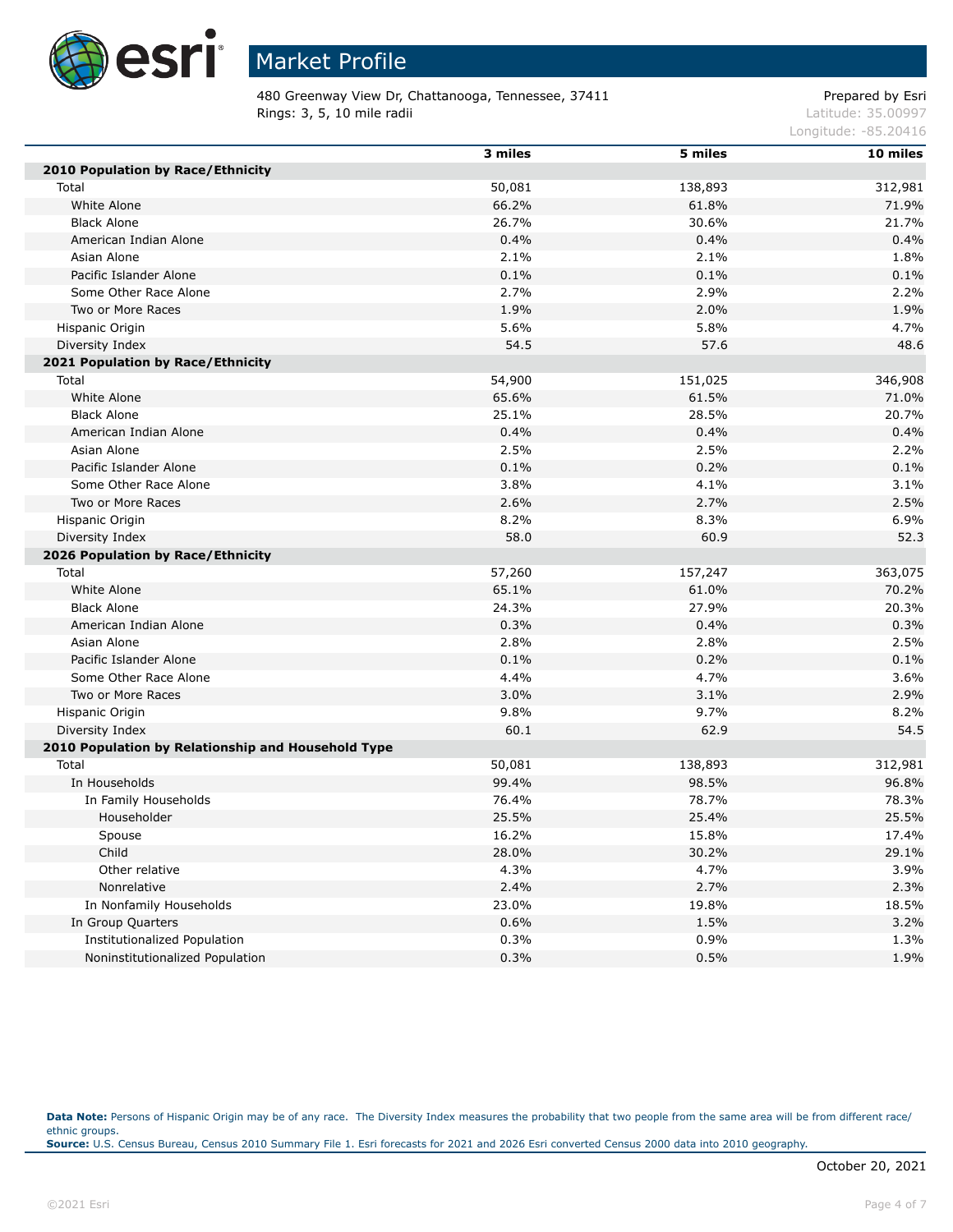# Market Profile

480 Greenway View Dr, Chattanooga, Tennessee, 37411
Rings: 3, 5, 10 mile radii

Prepared by Esri
Latitude: 35.00997
Longitude: -85.20416

| | 3 miles | 5 miles | 10 miles |
|---|---|---|---|
| **2010 Population by Race/Ethnicity** | | | |
| Total | 50,081 | 138,893 | 312,981 |
| White Alone | 66.2% | 61.8% | 71.9% |
| Black Alone | 26.7% | 30.6% | 21.7% |
| American Indian Alone | 0.4% | 0.4% | 0.4% |
| Asian Alone | 2.1% | 2.1% | 1.8% |
| Pacific Islander Alone | 0.1% | 0.1% | 0.1% |
| Some Other Race Alone | 2.7% | 2.9% | 2.2% |
| Two or More Races | 1.9% | 2.0% | 1.9% |
| Hispanic Origin | 5.6% | 5.8% | 4.7% |
| Diversity Index | 54.5 | 57.6 | 48.6 |
| **2021 Population by Race/Ethnicity** | | | |
| Total | 54,900 | 151,025 | 346,908 |
| White Alone | 65.6% | 61.5% | 71.0% |
| Black Alone | 25.1% | 28.5% | 20.7% |
| American Indian Alone | 0.4% | 0.4% | 0.4% |
| Asian Alone | 2.5% | 2.5% | 2.2% |
| Pacific Islander Alone | 0.1% | 0.2% | 0.1% |
| Some Other Race Alone | 3.8% | 4.1% | 3.1% |
| Two or More Races | 2.6% | 2.7% | 2.5% |
| Hispanic Origin | 8.2% | 8.3% | 6.9% |
| Diversity Index | 58.0 | 60.9 | 52.3 |
| **2026 Population by Race/Ethnicity** | | | |
| Total | 57,260 | 157,247 | 363,075 |
| White Alone | 65.1% | 61.0% | 70.2% |
| Black Alone | 24.3% | 27.9% | 20.3% |
| American Indian Alone | 0.3% | 0.4% | 0.3% |
| Asian Alone | 2.8% | 2.8% | 2.5% |
| Pacific Islander Alone | 0.1% | 0.2% | 0.1% |
| Some Other Race Alone | 4.4% | 4.7% | 3.6% |
| Two or More Races | 3.0% | 3.1% | 2.9% |
| Hispanic Origin | 9.8% | 9.7% | 8.2% |
| Diversity Index | 60.1 | 62.9 | 54.5 |
| **2010 Population by Relationship and Household Type** | | | |
| Total | 50,081 | 138,893 | 312,981 |
| In Households | 99.4% | 98.5% | 96.8% |
| In Family Households | 76.4% | 78.7% | 78.3% |
| Householder | 25.5% | 25.4% | 25.5% |
| Spouse | 16.2% | 15.8% | 17.4% |
| Child | 28.0% | 30.2% | 29.1% |
| Other relative | 4.3% | 4.7% | 3.9% |
| Nonrelative | 2.4% | 2.7% | 2.3% |
| In Nonfamily Households | 23.0% | 19.8% | 18.5% |
| In Group Quarters | 0.6% | 1.5% | 3.2% |
| Institutionalized Population | 0.3% | 0.9% | 1.3% |
| Noninstitutionalized Population | 0.3% | 0.5% | 1.9% |

**Data Note:** Persons of Hispanic Origin may be of any race. The Diversity Index measures the probability that two people from the same area will be from different race/ethnic groups.
**Source:** U.S. Census Bureau, Census 2010 Summary File 1. Esri forecasts for 2021 and 2026 Esri converted Census 2000 data into 2010 geography.

October 20, 2021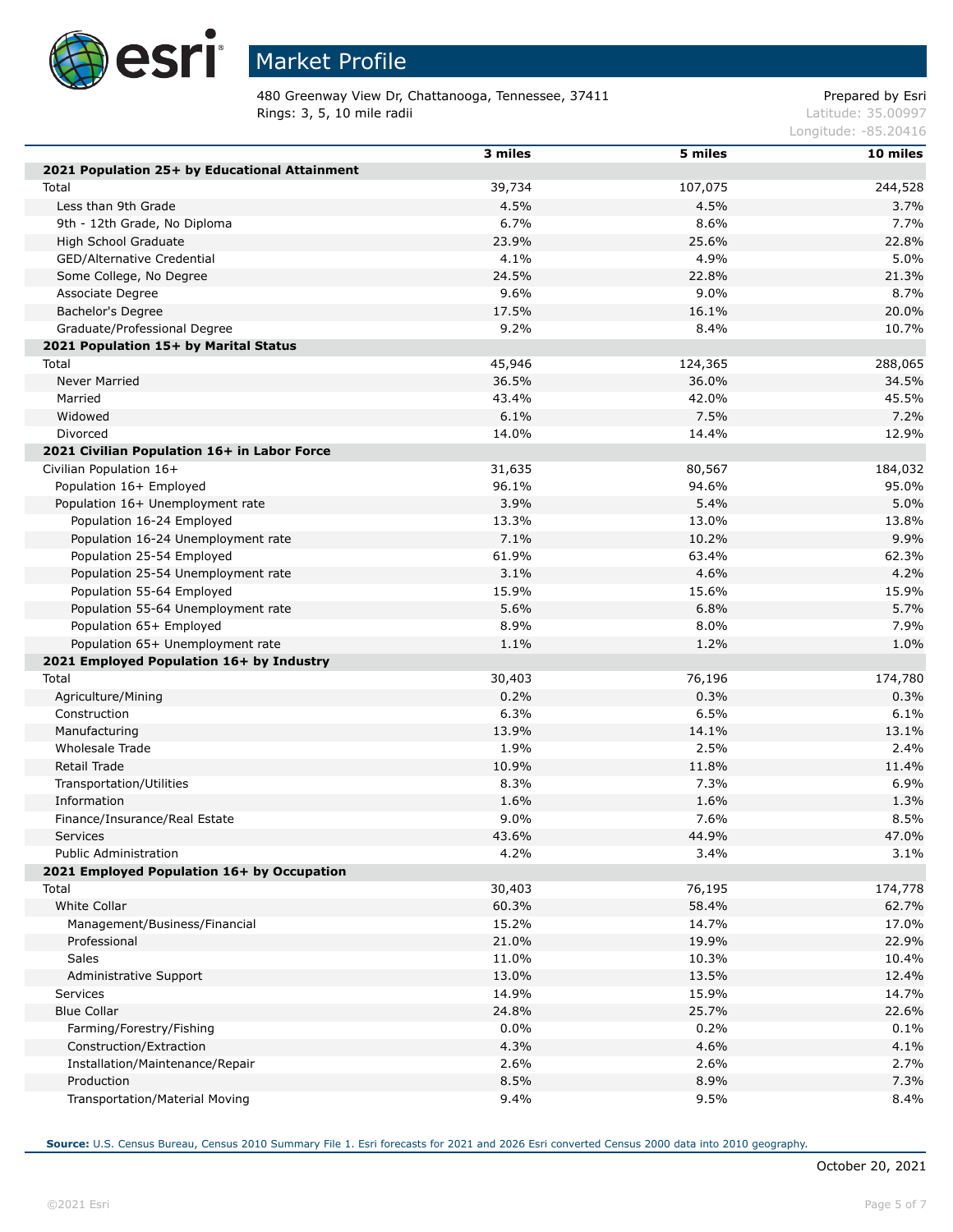# Market Profile

480 Greenway View Dr, Chattanooga, Tennessee, 37411
Rings: 3, 5, 10 mile radii

Prepared by Esri
Latitude: 35.00997
Longitude: -85.20416

| | 3 miles | 5 miles | 10 miles |
|---|---|---|---|
| **2021 Population 25+ by Educational Attainment** | | | |
| Total | 39,734 | 107,075 | 244,528 |
| Less than 9th Grade | 4.5% | 4.5% | 3.7% |
| 9th - 12th Grade, No Diploma | 6.7% | 8.6% | 7.7% |
| High School Graduate | 23.9% | 25.6% | 22.8% |
| GED/Alternative Credential | 4.1% | 4.9% | 5.0% |
| Some College, No Degree | 24.5% | 22.8% | 21.3% |
| Associate Degree | 9.6% | 9.0% | 8.7% |
| Bachelor's Degree | 17.5% | 16.1% | 20.0% |
| Graduate/Professional Degree | 9.2% | 8.4% | 10.7% |
| **2021 Population 15+ by Marital Status** | | | |
| Total | 45,946 | 124,365 | 288,065 |
| Never Married | 36.5% | 36.0% | 34.5% |
| Married | 43.4% | 42.0% | 45.5% |
| Widowed | 6.1% | 7.5% | 7.2% |
| Divorced | 14.0% | 14.4% | 12.9% |
| **2021 Civilian Population 16+ in Labor Force** | | | |
| Civilian Population 16+ | 31,635 | 80,567 | 184,032 |
| Population 16+ Employed | 96.1% | 94.6% | 95.0% |
| Population 16+ Unemployment rate | 3.9% | 5.4% | 5.0% |
| Population 16-24 Employed | 13.3% | 13.0% | 13.8% |
| Population 16-24 Unemployment rate | 7.1% | 10.2% | 9.9% |
| Population 25-54 Employed | 61.9% | 63.4% | 62.3% |
| Population 25-54 Unemployment rate | 3.1% | 4.6% | 4.2% |
| Population 55-64 Employed | 15.9% | 15.6% | 15.9% |
| Population 55-64 Unemployment rate | 5.6% | 6.8% | 5.7% |
| Population 65+ Employed | 8.9% | 8.0% | 7.9% |
| Population 65+ Unemployment rate | 1.1% | 1.2% | 1.0% |
| **2021 Employed Population 16+ by Industry** | | | |
| Total | 30,403 | 76,196 | 174,780 |
| Agriculture/Mining | 0.2% | 0.3% | 0.3% |
| Construction | 6.3% | 6.5% | 6.1% |
| Manufacturing | 13.9% | 14.1% | 13.1% |
| Wholesale Trade | 1.9% | 2.5% | 2.4% |
| Retail Trade | 10.9% | 11.8% | 11.4% |
| Transportation/Utilities | 8.3% | 7.3% | 6.9% |
| Information | 1.6% | 1.6% | 1.3% |
| Finance/Insurance/Real Estate | 9.0% | 7.6% | 8.5% |
| Services | 43.6% | 44.9% | 47.0% |
| Public Administration | 4.2% | 3.4% | 3.1% |
| **2021 Employed Population 16+ by Occupation** | | | |
| Total | 30,403 | 76,195 | 174,778 |
| White Collar | 60.3% | 58.4% | 62.7% |
| Management/Business/Financial | 15.2% | 14.7% | 17.0% |
| Professional | 21.0% | 19.9% | 22.9% |
| Sales | 11.0% | 10.3% | 10.4% |
| Administrative Support | 13.0% | 13.5% | 12.4% |
| Services | 14.9% | 15.9% | 14.7% |
| Blue Collar | 24.8% | 25.7% | 22.6% |
| Farming/Forestry/Fishing | 0.0% | 0.2% | 0.1% |
| Construction/Extraction | 4.3% | 4.6% | 4.1% |
| Installation/Maintenance/Repair | 2.6% | 2.6% | 2.7% |
| Production | 8.5% | 8.9% | 7.3% |
| Transportation/Material Moving | 9.4% | 9.5% | 8.4% |

**Source:** U.S. Census Bureau, Census 2010 Summary File 1. Esri forecasts for 2021 and 2026 Esri converted Census 2000 data into 2010 geography.

October 20, 2021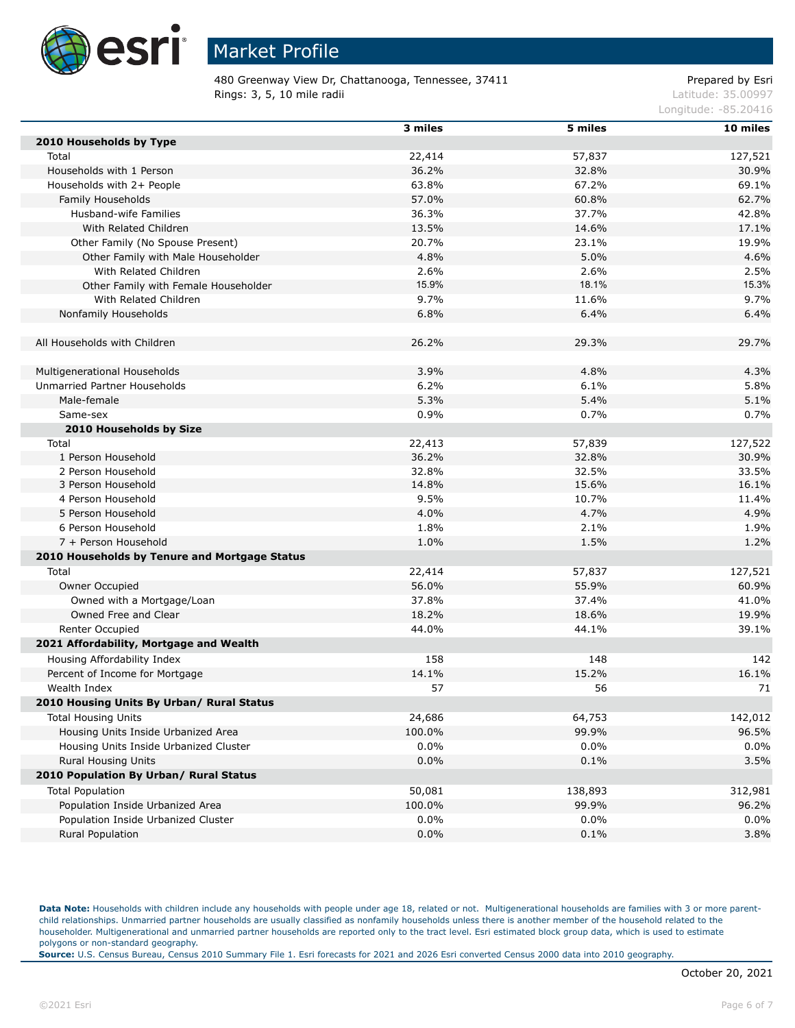# Market Profile

480 Greenway View Dr, Chattanooga, Tennessee, 37411
Rings: 3, 5, 10 mile radii

Prepared by Esri
Latitude: 35.00997
Longitude: -85.20416

| | 3 miles | 5 miles | 10 miles |
|---|---|---|---|
| **2010 Households by Type** | | | |
| Total | 22,414 | 57,837 | 127,521 |
| Households with 1 Person | 36.2% | 32.8% | 30.9% |
| Households with 2+ People | 63.8% | 67.2% | 69.1% |
| Family Households | 57.0% | 60.8% | 62.7% |
| Husband-wife Families | 36.3% | 37.7% | 42.8% |
| With Related Children | 13.5% | 14.6% | 17.1% |
| Other Family (No Spouse Present) | 20.7% | 23.1% | 19.9% |
| Other Family with Male Householder | 4.8% | 5.0% | 4.6% |
| With Related Children | 2.6% | 2.6% | 2.5% |
| Other Family with Female Householder | 15.9% | 18.1% | 15.3% |
| With Related Children | 9.7% | 11.6% | 9.7% |
| Nonfamily Households | 6.8% | 6.4% | 6.4% |
| | | | |
| All Households with Children | 26.2% | 29.3% | 29.7% |
| | | | |
| Multigenerational Households | 3.9% | 4.8% | 4.3% |
| Unmarried Partner Households | 6.2% | 6.1% | 5.8% |
| Male-female | 5.3% | 5.4% | 5.1% |
| Same-sex | 0.9% | 0.7% | 0.7% |
| **2010 Households by Size** | | | |
| Total | 22,413 | 57,839 | 127,522 |
| 1 Person Household | 36.2% | 32.8% | 30.9% |
| 2 Person Household | 32.8% | 32.5% | 33.5% |
| 3 Person Household | 14.8% | 15.6% | 16.1% |
| 4 Person Household | 9.5% | 10.7% | 11.4% |
| 5 Person Household | 4.0% | 4.7% | 4.9% |
| 6 Person Household | 1.8% | 2.1% | 1.9% |
| 7 + Person Household | 1.0% | 1.5% | 1.2% |
| **2010 Households by Tenure and Mortgage Status** | | | |
| Total | 22,414 | 57,837 | 127,521 |
| Owner Occupied | 56.0% | 55.9% | 60.9% |
| Owned with a Mortgage/Loan | 37.8% | 37.4% | 41.0% |
| Owned Free and Clear | 18.2% | 18.6% | 19.9% |
| Renter Occupied | 44.0% | 44.1% | 39.1% |
| **2021 Affordability, Mortgage and Wealth** | | | |
| Housing Affordability Index | 158 | 148 | 142 |
| Percent of Income for Mortgage | 14.1% | 15.2% | 16.1% |
| Wealth Index | 57 | 56 | 71 |
| **2010 Housing Units By Urban/ Rural Status** | | | |
| Total Housing Units | 24,686 | 64,753 | 142,012 |
| Housing Units Inside Urbanized Area | 100.0% | 99.9% | 96.5% |
| Housing Units Inside Urbanized Cluster | 0.0% | 0.0% | 0.0% |
| Rural Housing Units | 0.0% | 0.1% | 3.5% |
| **2010 Population By Urban/ Rural Status** | | | |
| Total Population | 50,081 | 138,893 | 312,981 |
| Population Inside Urbanized Area | 100.0% | 99.9% | 96.2% |
| Population Inside Urbanized Cluster | 0.0% | 0.0% | 0.0% |
| Rural Population | 0.0% | 0.1% | 3.8% |

**Data Note:** Households with children include any households with people under age 18, related or not. Multigenerational households are families with 3 or more parent-child relationships. Unmarried partner households are usually classified as nonfamily households unless there is another member of the household related to the householder. Multigenerational and unmarried partner households are reported only to the tract level. Esri estimated block group data, which is used to estimate polygons or non-standard geography.
**Source:** U.S. Census Bureau, Census 2010 Summary File 1. Esri forecasts for 2021 and 2026 Esri converted Census 2000 data into 2010 geography.

October 20, 2021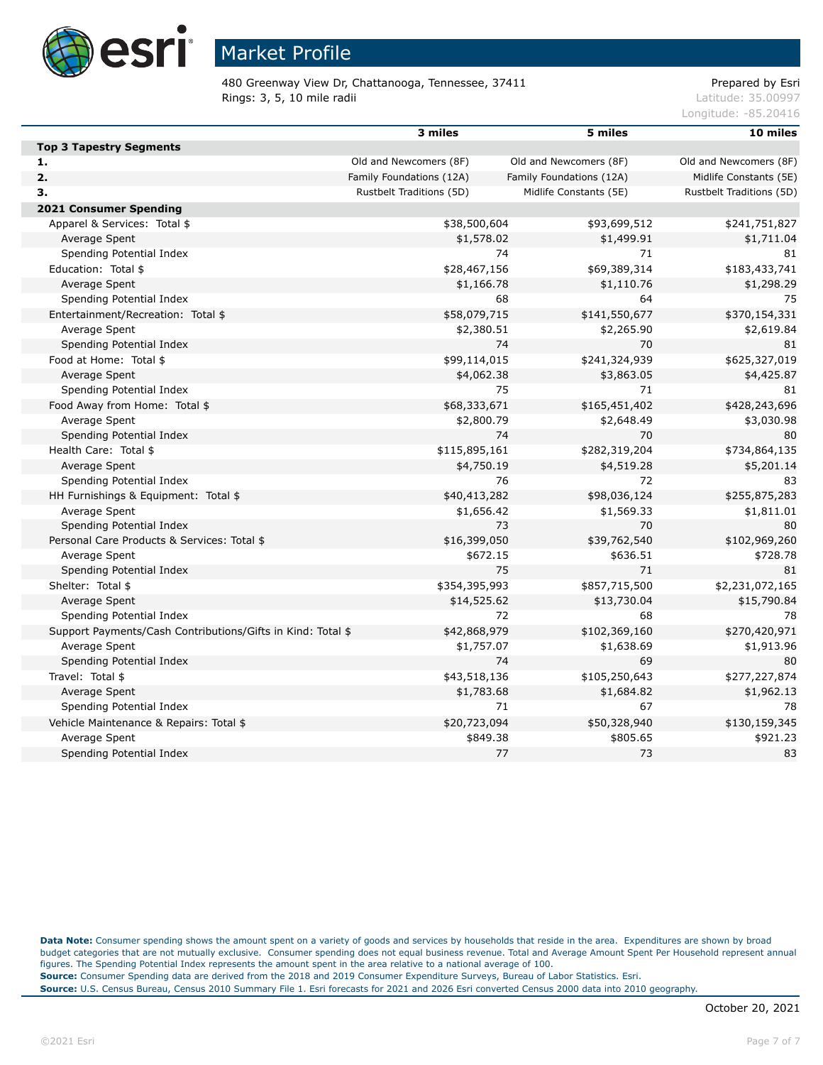# Market Profile

480 Greenway View Dr, Chattanooga, Tennessee, 37411
Rings: 3, 5, 10 mile radii

Prepared by Esri
Latitude: 35.00997
Longitude: -85.20416

| | 3 miles | 5 miles | 10 miles |
|---|---|---|---|
| **Top 3 Tapestry Segments** | | | |
| **1.** | Old and Newcomers (8F) | Old and Newcomers (8F) | Old and Newcomers (8F) |
| **2.** | Family Foundations (12A) | Family Foundations (12A) | Midlife Constants (5E) |
| **3.** | Rustbelt Traditions (5D) | Midlife Constants (5E) | Rustbelt Traditions (5D) |
| **2021 Consumer Spending** | | | |
| Apparel & Services: Total $ | $38,500,604 | $93,699,512 | $241,751,827 |
| Average Spent | $1,578.02 | $1,499.91 | $1,711.04 |
| Spending Potential Index | 74 | 71 | 81 |
| Education: Total $ | $28,467,156 | $69,389,314 | $183,433,741 |
| Average Spent | $1,166.78 | $1,110.76 | $1,298.29 |
| Spending Potential Index | 68 | 64 | 75 |
| Entertainment/Recreation: Total $ | $58,079,715 | $141,550,677 | $370,154,331 |
| Average Spent | $2,380.51 | $2,265.90 | $2,619.84 |
| Spending Potential Index | 74 | 70 | 81 |
| Food at Home: Total $ | $99,114,015 | $241,324,939 | $625,327,019 |
| Average Spent | $4,062.38 | $3,863.05 | $4,425.87 |
| Spending Potential Index | 75 | 71 | 81 |
| Food Away from Home: Total $ | $68,333,671 | $165,451,402 | $428,243,696 |
| Average Spent | $2,800.79 | $2,648.49 | $3,030.98 |
| Spending Potential Index | 74 | 70 | 80 |
| Health Care: Total $ | $115,895,161 | $282,319,204 | $734,864,135 |
| Average Spent | $4,750.19 | $4,519.28 | $5,201.14 |
| Spending Potential Index | 76 | 72 | 83 |
| HH Furnishings & Equipment: Total $ | $40,413,282 | $98,036,124 | $255,875,283 |
| Average Spent | $1,656.42 | $1,569.33 | $1,811.01 |
| Spending Potential Index | 73 | 70 | 80 |
| Personal Care Products & Services: Total $ | $16,399,050 | $39,762,540 | $102,969,260 |
| Average Spent | $672.15 | $636.51 | $728.78 |
| Spending Potential Index | 75 | 71 | 81 |
| Shelter: Total $ | $354,395,993 | $857,715,500 | $2,231,072,165 |
| Average Spent | $14,525.62 | $13,730.04 | $15,790.84 |
| Spending Potential Index | 72 | 68 | 78 |
| Support Payments/Cash Contributions/Gifts in Kind: Total $ | $42,868,979 | $102,369,160 | $270,420,971 |
| Average Spent | $1,757.07 | $1,638.69 | $1,913.96 |
| Spending Potential Index | 74 | 69 | 80 |
| Travel: Total $ | $43,518,136 | $105,250,643 | $277,227,874 |
| Average Spent | $1,783.68 | $1,684.82 | $1,962.13 |
| Spending Potential Index | 71 | 67 | 78 |
| Vehicle Maintenance & Repairs: Total $ | $20,723,094 | $50,328,940 | $130,159,345 |
| Average Spent | $849.38 | $805.65 | $921.23 |
| Spending Potential Index | 77 | 73 | 83 |

**Data Note:** Consumer spending shows the amount spent on a variety of goods and services by households that reside in the area. Expenditures are shown by broad budget categories that are not mutually exclusive. Consumer spending does not equal business revenue. Total and Average Amount Spent Per Household represent annual figures. The Spending Potential Index represents the amount spent in the area relative to a national average of 100.
**Source:** Consumer Spending data are derived from the 2018 and 2019 Consumer Expenditure Surveys, Bureau of Labor Statistics. Esri.
**Source:** U.S. Census Bureau, Census 2010 Summary File 1. Esri forecasts for 2021 and 2026 Esri converted Census 2000 data into 2010 geography.

October 20, 2021